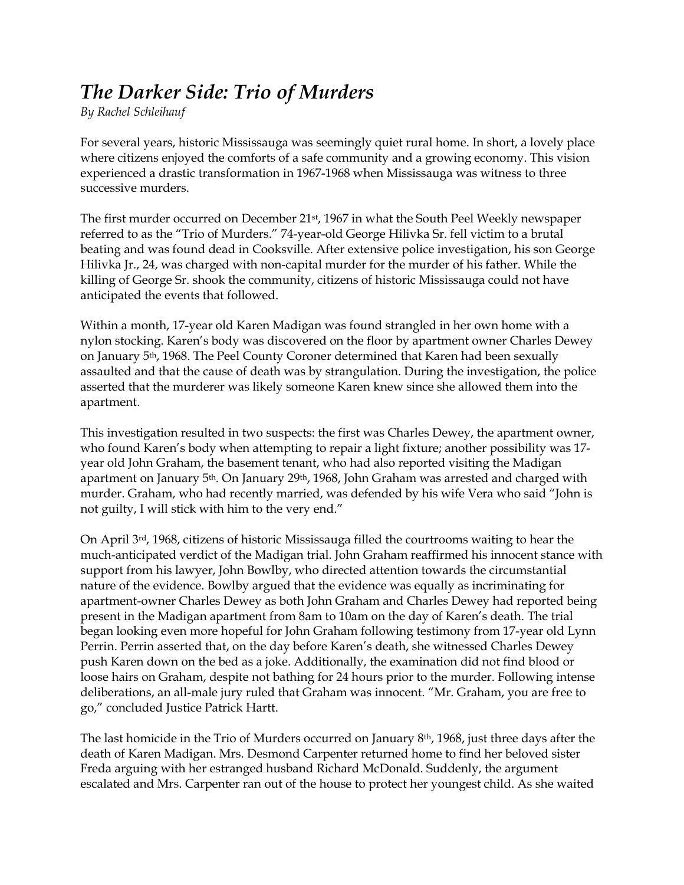# *The Darker Side: Trio of Murders*

*By Rachel Schleihauf*

For several years, historic Mississauga was seemingly quiet rural home. In short, a lovely place where citizens enjoyed the comforts of a safe community and a growing economy. This vision experienced a drastic transformation in 1967-1968 when Mississauga was witness to three successive murders.

The first murder occurred on December 21st, 1967 in what the South Peel Weekly newspaper referred to as the "Trio of Murders." 74-year-old George Hilivka Sr. fell victim to a brutal beating and was found dead in Cooksville. After extensive police investigation, his son George Hilivka Jr., 24, was charged with non-capital murder for the murder of his father. While the killing of George Sr. shook the community, citizens of historic Mississauga could not have anticipated the events that followed.

Within a month, 17-year old Karen Madigan was found strangled in her own home with a nylon stocking. Karen's body was discovered on the floor by apartment owner Charles Dewey on January 5th, 1968. The Peel County Coroner determined that Karen had been sexually assaulted and that the cause of death was by strangulation. During the investigation, the police asserted that the murderer was likely someone Karen knew since she allowed them into the apartment.

This investigation resulted in two suspects: the first was Charles Dewey, the apartment owner, who found Karen's body when attempting to repair a light fixture; another possibility was 17-year old John Graham, the basement tenant, who had also reported visiting the Madigan apartment on January 5th. On January 29th, 1968, John Graham was arrested and charged with murder. Graham, who had recently married, was defended by his wife Vera who said "John is not guilty, I will stick with him to the very end."

On April 3rd, 1968, citizens of historic Mississauga filled the courtrooms waiting to hear the much-anticipated verdict of the Madigan trial. John Graham reaffirmed his innocent stance with support from his lawyer, John Bowlby, who directed attention towards the circumstantial nature of the evidence. Bowlby argued that the evidence was equally as incriminating for apartment-owner Charles Dewey as both John Graham and Charles Dewey had reported being present in the Madigan apartment from 8am to 10am on the day of Karen's death. The trial began looking even more hopeful for John Graham following testimony from 17-year old Lynn Perrin. Perrin asserted that, on the day before Karen's death, she witnessed Charles Dewey push Karen down on the bed as a joke. Additionally, the examination did not find blood or loose hairs on Graham, despite not bathing for 24 hours prior to the murder. Following intense deliberations, an all-male jury ruled that Graham was innocent. "Mr. Graham, you are free to go," concluded Justice Patrick Hartt.

The last homicide in the Trio of Murders occurred on January 8th, 1968, just three days after the death of Karen Madigan. Mrs. Desmond Carpenter returned home to find her beloved sister Freda arguing with her estranged husband Richard McDonald. Suddenly, the argument escalated and Mrs. Carpenter ran out of the house to protect her youngest child. As she waited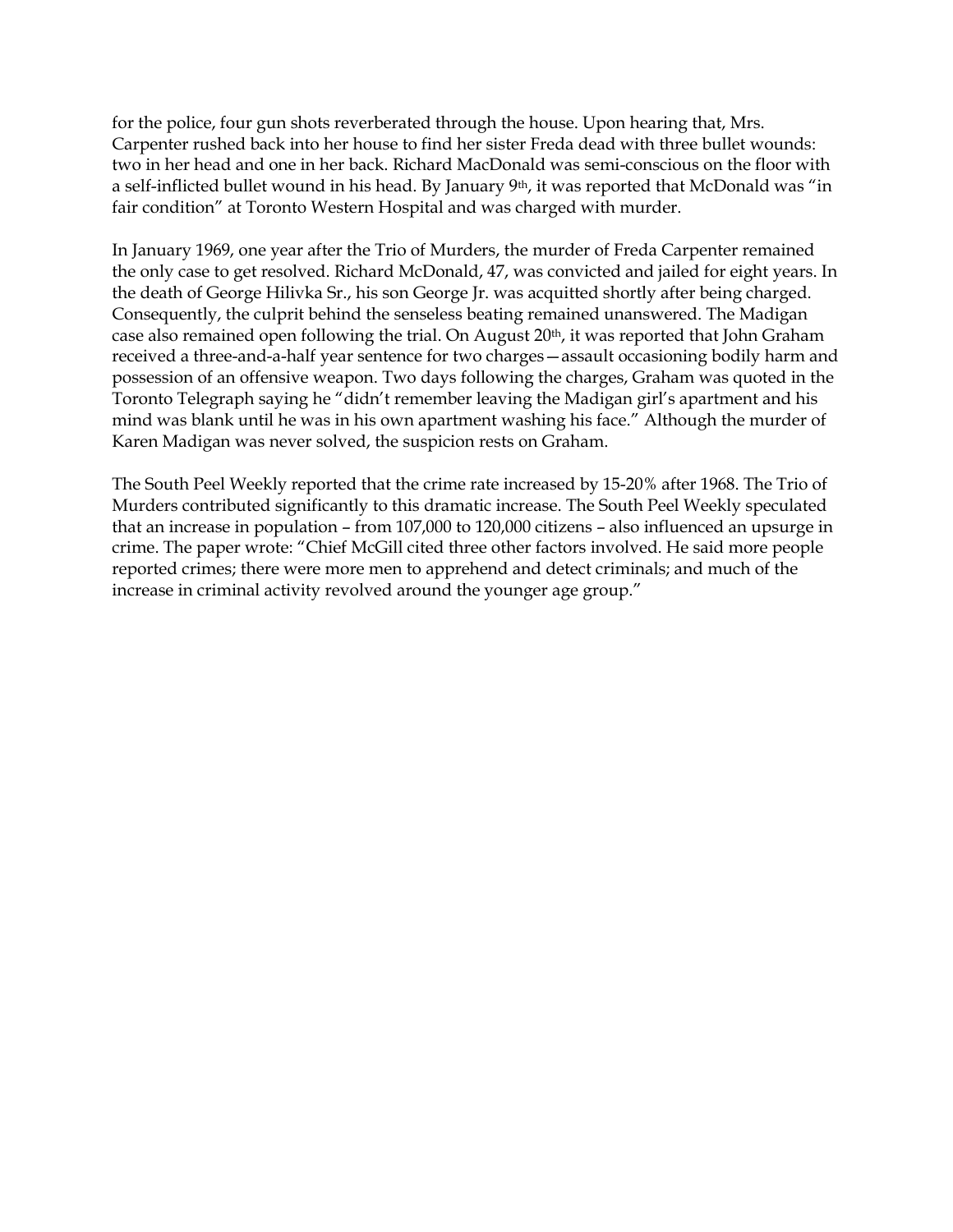for the police, four gun shots reverberated through the house. Upon hearing that, Mrs. Carpenter rushed back into her house to find her sister Freda dead with three bullet wounds: two in her head and one in her back. Richard MacDonald was semi-conscious on the floor with a self-inflicted bullet wound in his head. By January 9th, it was reported that McDonald was "in fair condition" at Toronto Western Hospital and was charged with murder.

In January 1969, one year after the Trio of Murders, the murder of Freda Carpenter remained the only case to get resolved. Richard McDonald, 47, was convicted and jailed for eight years. In the death of George Hilivka Sr., his son George Jr. was acquitted shortly after being charged. Consequently, the culprit behind the senseless beating remained unanswered. The Madigan case also remained open following the trial. On August 20th, it was reported that John Graham received a three-and-a-half year sentence for two charges—assault occasioning bodily harm and possession of an offensive weapon. Two days following the charges, Graham was quoted in the Toronto Telegraph saying he "didn't remember leaving the Madigan girl's apartment and his mind was blank until he was in his own apartment washing his face." Although the murder of Karen Madigan was never solved, the suspicion rests on Graham.

The South Peel Weekly reported that the crime rate increased by 15-20% after 1968. The Trio of Murders contributed significantly to this dramatic increase. The South Peel Weekly speculated that an increase in population – from 107,000 to 120,000 citizens – also influenced an upsurge in crime. The paper wrote: "Chief McGill cited three other factors involved. He said more people reported crimes; there were more men to apprehend and detect criminals; and much of the increase in criminal activity revolved around the younger age group."